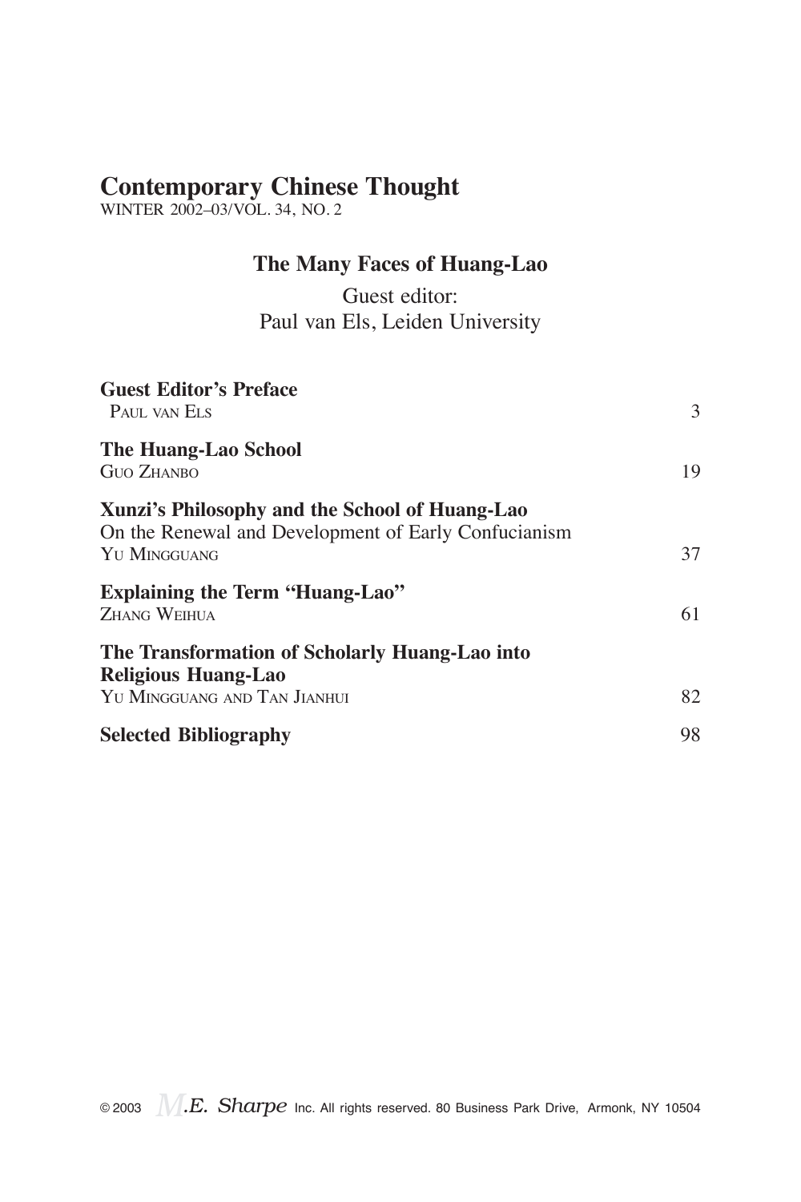# Contemporary Chinese Thought

WINTER 2002–03/VOL. 34, NO. 2

## The Many Faces of Huang-Lao

Guest editor:
Paul van Els, Leiden University

| | |
|---|---|
| **Guest Editor's Preface**<br>PAUL VAN ELS | 3 |
| **The Huang-Lao School**<br>GUO ZHANBO | 19 |
| **Xunzi's Philosophy and the School of Huang-Lao**<br>On the Renewal and Development of Early Confucianism<br>YU MINGGUANG | 37 |
| **Explaining the Term "Huang-Lao"**<br>ZHANG WEIHUA | 61 |
| **The Transformation of Scholarly Huang-Lao into Religious Huang-Lao**<br>YU MINGGUANG AND TAN JIANHUI | 82 |
| **Selected Bibliography** | 98 |

© 2003 M.E. Sharpe Inc. All rights reserved. 80 Business Park Drive, Armonk, NY 10504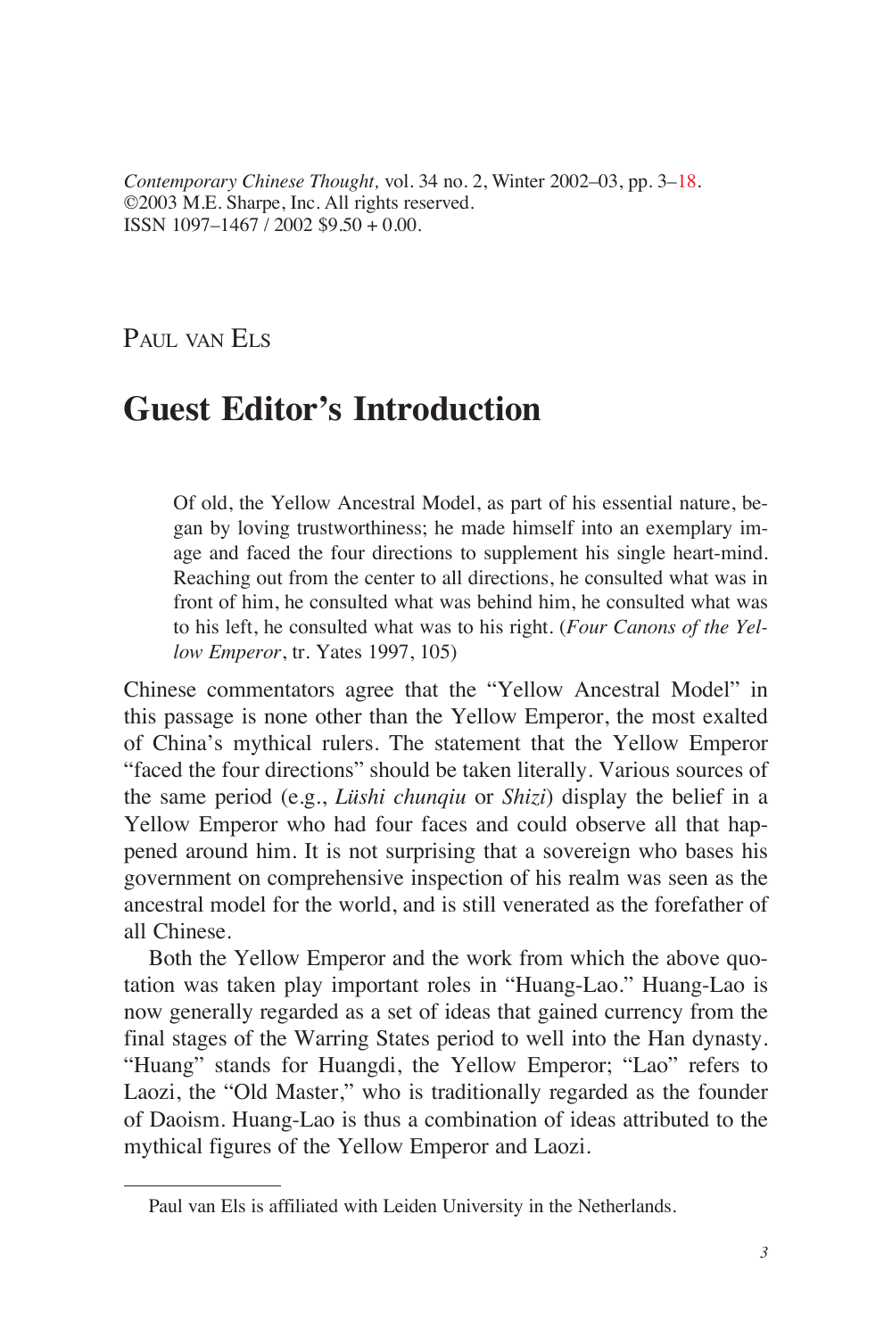Paul van Els

# Guest Editor's Introduction

> Of old, the Yellow Ancestral Model, as part of his essential nature, began by loving trustworthiness; he made himself into an exemplary image and faced the four directions to supplement his single heart-mind. Reaching out from the center to all directions, he consulted what was in front of him, he consulted what was behind him, he consulted what was to his left, he consulted what was to his right. (*Four Canons of the Yellow Emperor*, tr. Yates 1997, 105)

Chinese commentators agree that the "Yellow Ancestral Model" in this passage is none other than the Yellow Emperor, the most exalted of China's mythical rulers. The statement that the Yellow Emperor "faced the four directions" should be taken literally. Various sources of the same period (e.g., *Lüshi chunqiu* or *Shizi*) display the belief in a Yellow Emperor who had four faces and could observe all that happened around him. It is not surprising that a sovereign who bases his government on comprehensive inspection of his realm was seen as the ancestral model for the world, and is still venerated as the forefather of all Chinese.

Both the Yellow Emperor and the work from which the above quotation was taken play important roles in "Huang-Lao." Huang-Lao is now generally regarded as a set of ideas that gained currency from the final stages of the Warring States period to well into the Han dynasty. "Huang" stands for Huangdi, the Yellow Emperor; "Lao" refers to Laozi, the "Old Master," who is traditionally regarded as the founder of Daoism. Huang-Lao is thus a combination of ideas attributed to the mythical figures of the Yellow Emperor and Laozi.

---

Paul van Els is affiliated with Leiden University in the Netherlands.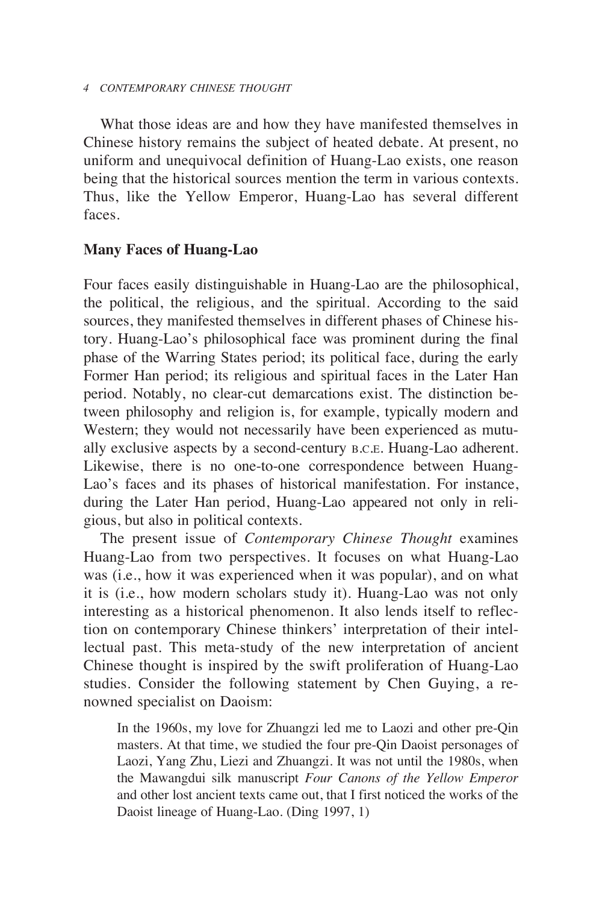What those ideas are and how they have manifested themselves in Chinese history remains the subject of heated debate. At present, no uniform and unequivocal definition of Huang-Lao exists, one reason being that the historical sources mention the term in various contexts. Thus, like the Yellow Emperor, Huang-Lao has several different faces.

## Many Faces of Huang-Lao

Four faces easily distinguishable in Huang-Lao are the philosophical, the political, the religious, and the spiritual. According to the said sources, they manifested themselves in different phases of Chinese history. Huang-Lao's philosophical face was prominent during the final phase of the Warring States period; its political face, during the early Former Han period; its religious and spiritual faces in the Later Han period. Notably, no clear-cut demarcations exist. The distinction between philosophy and religion is, for example, typically modern and Western; they would not necessarily have been experienced as mutually exclusive aspects by a second-century B.C.E. Huang-Lao adherent. Likewise, there is no one-to-one correspondence between Huang-Lao's faces and its phases of historical manifestation. For instance, during the Later Han period, Huang-Lao appeared not only in religious, but also in political contexts.

The present issue of *Contemporary Chinese Thought* examines Huang-Lao from two perspectives. It focuses on what Huang-Lao was (i.e., how it was experienced when it was popular), and on what it is (i.e., how modern scholars study it). Huang-Lao was not only interesting as a historical phenomenon. It also lends itself to reflection on contemporary Chinese thinkers' interpretation of their intellectual past. This meta-study of the new interpretation of ancient Chinese thought is inspired by the swift proliferation of Huang-Lao studies. Consider the following statement by Chen Guying, a renowned specialist on Daoism:

> In the 1960s, my love for Zhuangzi led me to Laozi and other pre-Qin masters. At that time, we studied the four pre-Qin Daoist personages of Laozi, Yang Zhu, Liezi and Zhuangzi. It was not until the 1980s, when the Mawangdui silk manuscript *Four Canons of the Yellow Emperor* and other lost ancient texts came out, that I first noticed the works of the Daoist lineage of Huang-Lao. (Ding 1997, 1)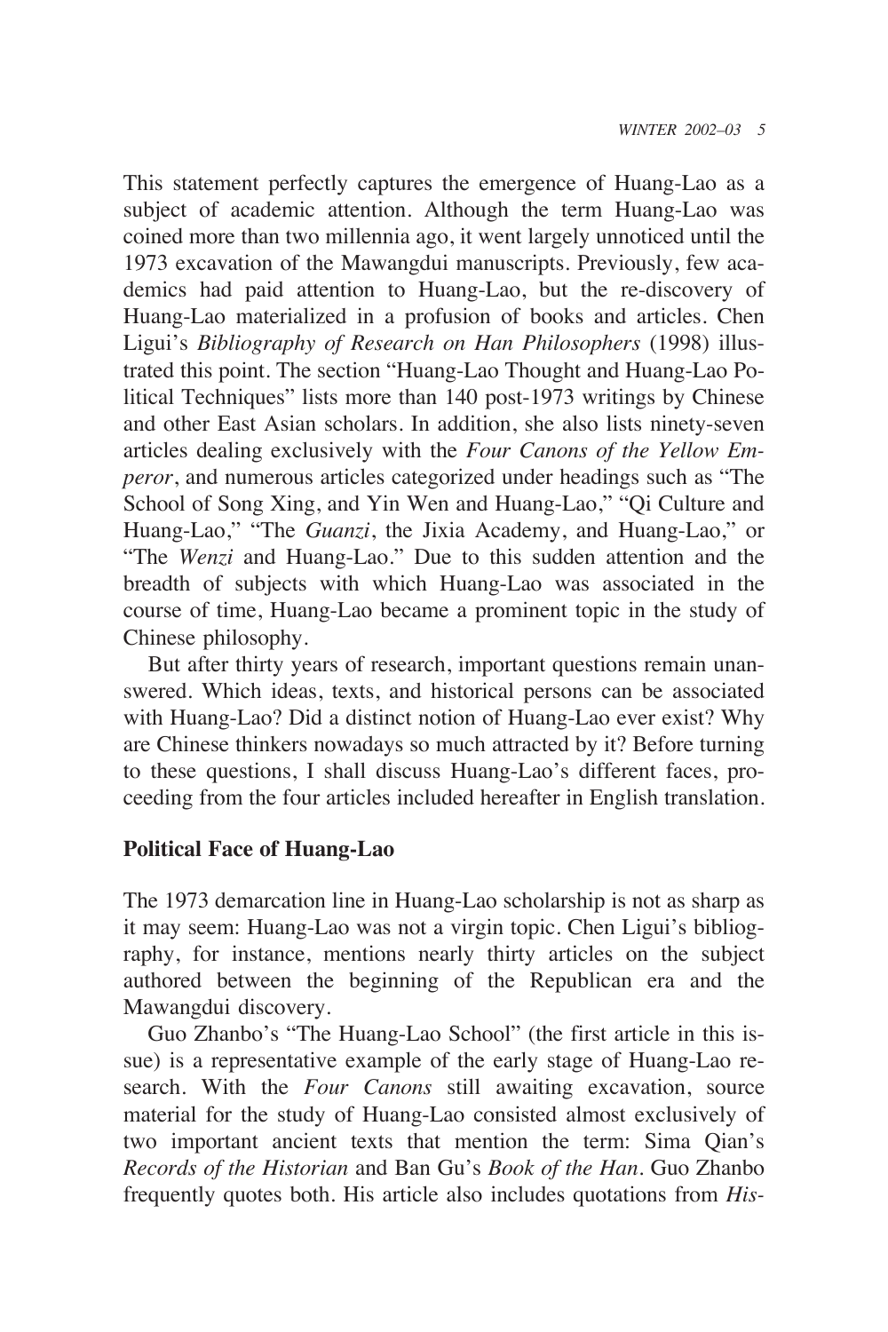This statement perfectly captures the emergence of Huang-Lao as a subject of academic attention. Although the term Huang-Lao was coined more than two millennia ago, it went largely unnoticed until the 1973 excavation of the Mawangdui manuscripts. Previously, few academics had paid attention to Huang-Lao, but the re-discovery of Huang-Lao materialized in a profusion of books and articles. Chen Ligui's *Bibliography of Research on Han Philosophers* (1998) illustrated this point. The section "Huang-Lao Thought and Huang-Lao Political Techniques" lists more than 140 post-1973 writings by Chinese and other East Asian scholars. In addition, she also lists ninety-seven articles dealing exclusively with the *Four Canons of the Yellow Emperor*, and numerous articles categorized under headings such as "The School of Song Xing, and Yin Wen and Huang-Lao," "Qi Culture and Huang-Lao," "The *Guanzi*, the Jixia Academy, and Huang-Lao," or "The *Wenzi* and Huang-Lao." Due to this sudden attention and the breadth of subjects with which Huang-Lao was associated in the course of time, Huang-Lao became a prominent topic in the study of Chinese philosophy.

But after thirty years of research, important questions remain unanswered. Which ideas, texts, and historical persons can be associated with Huang-Lao? Did a distinct notion of Huang-Lao ever exist? Why are Chinese thinkers nowadays so much attracted by it? Before turning to these questions, I shall discuss Huang-Lao's different faces, proceeding from the four articles included hereafter in English translation.

## Political Face of Huang-Lao

The 1973 demarcation line in Huang-Lao scholarship is not as sharp as it may seem: Huang-Lao was not a virgin topic. Chen Ligui's bibliography, for instance, mentions nearly thirty articles on the subject authored between the beginning of the Republican era and the Mawangdui discovery.

Guo Zhanbo's "The Huang-Lao School" (the first article in this issue) is a representative example of the early stage of Huang-Lao research. With the *Four Canons* still awaiting excavation, source material for the study of Huang-Lao consisted almost exclusively of two important ancient texts that mention the term: Sima Qian's *Records of the Historian* and Ban Gu's *Book of the Han*. Guo Zhanbo frequently quotes both. His article also includes quotations from *His-*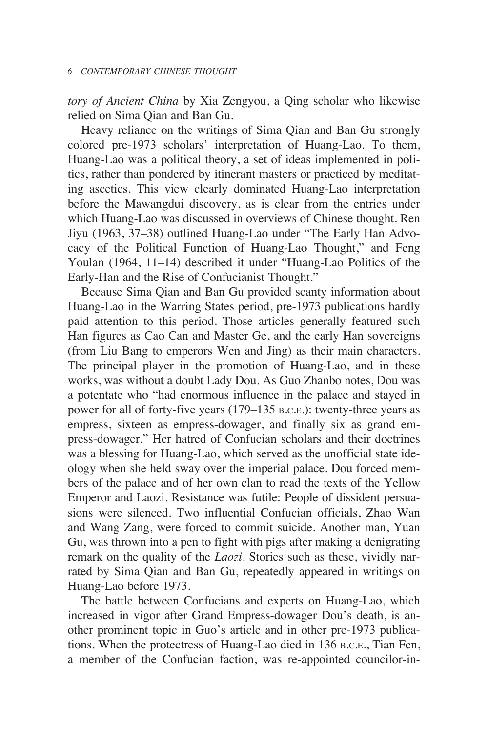*tory of Ancient China* by Xia Zengyou, a Qing scholar who likewise relied on Sima Qian and Ban Gu.

Heavy reliance on the writings of Sima Qian and Ban Gu strongly colored pre-1973 scholars' interpretation of Huang-Lao. To them, Huang-Lao was a political theory, a set of ideas implemented in politics, rather than pondered by itinerant masters or practiced by meditating ascetics. This view clearly dominated Huang-Lao interpretation before the Mawangdui discovery, as is clear from the entries under which Huang-Lao was discussed in overviews of Chinese thought. Ren Jiyu (1963, 37–38) outlined Huang-Lao under "The Early Han Advocacy of the Political Function of Huang-Lao Thought," and Feng Youlan (1964, 11–14) described it under "Huang-Lao Politics of the Early-Han and the Rise of Confucianist Thought."

Because Sima Qian and Ban Gu provided scanty information about Huang-Lao in the Warring States period, pre-1973 publications hardly paid attention to this period. Those articles generally featured such Han figures as Cao Can and Master Ge, and the early Han sovereigns (from Liu Bang to emperors Wen and Jing) as their main characters. The principal player in the promotion of Huang-Lao, and in these works, was without a doubt Lady Dou. As Guo Zhanbo notes, Dou was a potentate who "had enormous influence in the palace and stayed in power for all of forty-five years (179–135 B.C.E.): twenty-three years as empress, sixteen as empress-dowager, and finally six as grand empress-dowager." Her hatred of Confucian scholars and their doctrines was a blessing for Huang-Lao, which served as the unofficial state ideology when she held sway over the imperial palace. Dou forced members of the palace and of her own clan to read the texts of the Yellow Emperor and Laozi. Resistance was futile: People of dissident persuasions were silenced. Two influential Confucian officials, Zhao Wan and Wang Zang, were forced to commit suicide. Another man, Yuan Gu, was thrown into a pen to fight with pigs after making a denigrating remark on the quality of the *Laozi*. Stories such as these, vividly narrated by Sima Qian and Ban Gu, repeatedly appeared in writings on Huang-Lao before 1973.

The battle between Confucians and experts on Huang-Lao, which increased in vigor after Grand Empress-dowager Dou's death, is another prominent topic in Guo's article and in other pre-1973 publications. When the protectress of Huang-Lao died in 136 B.C.E., Tian Fen, a member of the Confucian faction, was re-appointed councilor-in-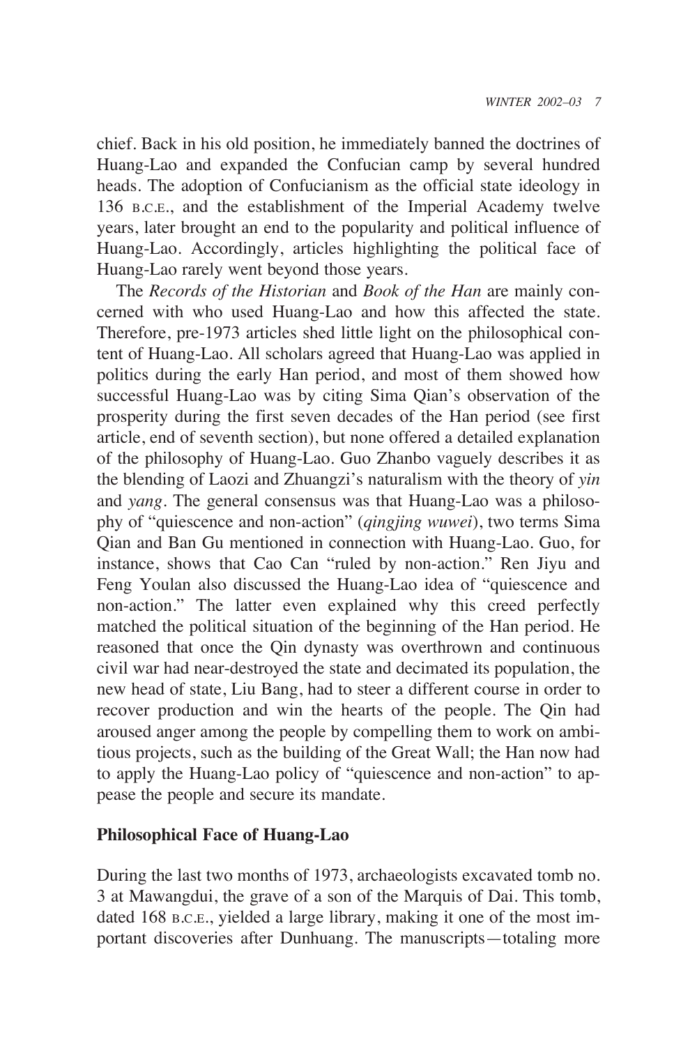chief. Back in his old position, he immediately banned the doctrines of Huang-Lao and expanded the Confucian camp by several hundred heads. The adoption of Confucianism as the official state ideology in 136 B.C.E., and the establishment of the Imperial Academy twelve years, later brought an end to the popularity and political influence of Huang-Lao. Accordingly, articles highlighting the political face of Huang-Lao rarely went beyond those years.

The *Records of the Historian* and *Book of the Han* are mainly concerned with who used Huang-Lao and how this affected the state. Therefore, pre-1973 articles shed little light on the philosophical content of Huang-Lao. All scholars agreed that Huang-Lao was applied in politics during the early Han period, and most of them showed how successful Huang-Lao was by citing Sima Qian's observation of the prosperity during the first seven decades of the Han period (see first article, end of seventh section), but none offered a detailed explanation of the philosophy of Huang-Lao. Guo Zhanbo vaguely describes it as the blending of Laozi and Zhuangzi's naturalism with the theory of *yin* and *yang*. The general consensus was that Huang-Lao was a philosophy of "quiescence and non-action" (*qingjing wuwei*), two terms Sima Qian and Ban Gu mentioned in connection with Huang-Lao. Guo, for instance, shows that Cao Can "ruled by non-action." Ren Jiyu and Feng Youlan also discussed the Huang-Lao idea of "quiescence and non-action." The latter even explained why this creed perfectly matched the political situation of the beginning of the Han period. He reasoned that once the Qin dynasty was overthrown and continuous civil war had near-destroyed the state and decimated its population, the new head of state, Liu Bang, had to steer a different course in order to recover production and win the hearts of the people. The Qin had aroused anger among the people by compelling them to work on ambitious projects, such as the building of the Great Wall; the Han now had to apply the Huang-Lao policy of "quiescence and non-action" to appease the people and secure its mandate.

## Philosophical Face of Huang-Lao

During the last two months of 1973, archaeologists excavated tomb no. 3 at Mawangdui, the grave of a son of the Marquis of Dai. This tomb, dated 168 B.C.E., yielded a large library, making it one of the most important discoveries after Dunhuang. The manuscripts—totaling more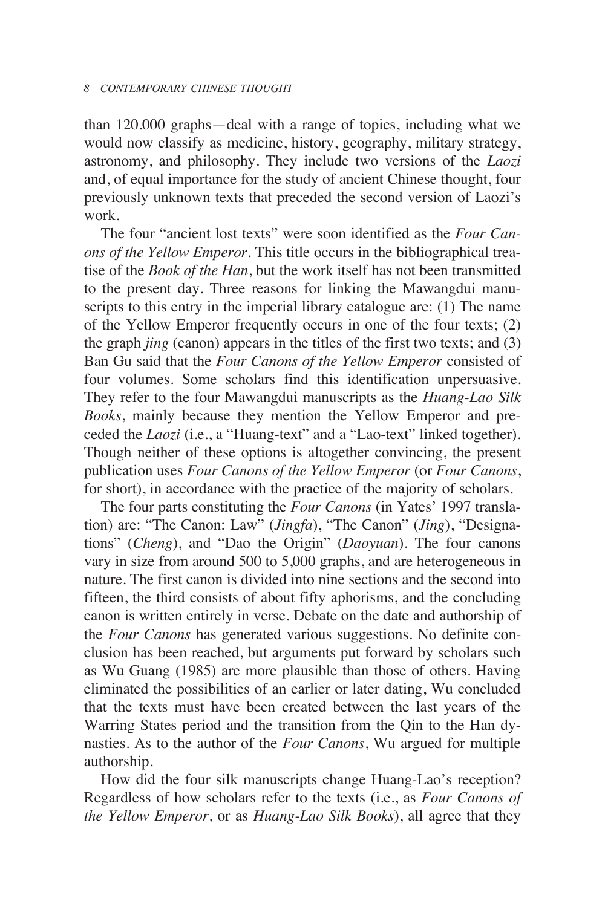than 120.000 graphs—deal with a range of topics, including what we would now classify as medicine, history, geography, military strategy, astronomy, and philosophy. They include two versions of the *Laozi* and, of equal importance for the study of ancient Chinese thought, four previously unknown texts that preceded the second version of Laozi's work.

The four "ancient lost texts" were soon identified as the *Four Canons of the Yellow Emperor*. This title occurs in the bibliographical treatise of the *Book of the Han*, but the work itself has not been transmitted to the present day. Three reasons for linking the Mawangdui manuscripts to this entry in the imperial library catalogue are: (1) The name of the Yellow Emperor frequently occurs in one of the four texts; (2) the graph *jing* (canon) appears in the titles of the first two texts; and (3) Ban Gu said that the *Four Canons of the Yellow Emperor* consisted of four volumes. Some scholars find this identification unpersuasive. They refer to the four Mawangdui manuscripts as the *Huang-Lao Silk Books*, mainly because they mention the Yellow Emperor and preceded the *Laozi* (i.e., a "Huang-text" and a "Lao-text" linked together). Though neither of these options is altogether convincing, the present publication uses *Four Canons of the Yellow Emperor* (or *Four Canons*, for short), in accordance with the practice of the majority of scholars.

The four parts constituting the *Four Canons* (in Yates' 1997 translation) are: "The Canon: Law" (*Jingfa*), "The Canon" (*Jing*), "Designations" (*Cheng*), and "Dao the Origin" (*Daoyuan*). The four canons vary in size from around 500 to 5,000 graphs, and are heterogeneous in nature. The first canon is divided into nine sections and the second into fifteen, the third consists of about fifty aphorisms, and the concluding canon is written entirely in verse. Debate on the date and authorship of the *Four Canons* has generated various suggestions. No definite conclusion has been reached, but arguments put forward by scholars such as Wu Guang (1985) are more plausible than those of others. Having eliminated the possibilities of an earlier or later dating, Wu concluded that the texts must have been created between the last years of the Warring States period and the transition from the Qin to the Han dynasties. As to the author of the *Four Canons*, Wu argued for multiple authorship.

How did the four silk manuscripts change Huang-Lao's reception? Regardless of how scholars refer to the texts (i.e., as *Four Canons of the Yellow Emperor*, or as *Huang-Lao Silk Books*), all agree that they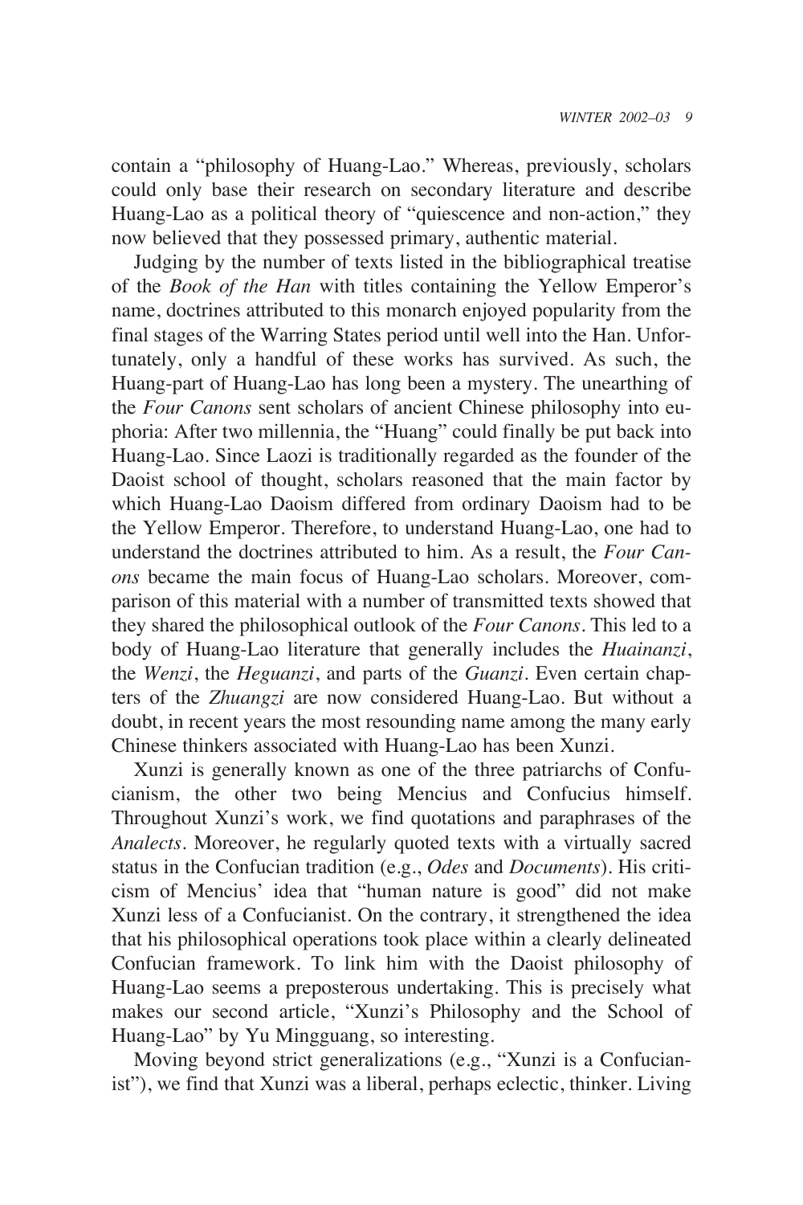contain a "philosophy of Huang-Lao." Whereas, previously, scholars could only base their research on secondary literature and describe Huang-Lao as a political theory of "quiescence and non-action," they now believed that they possessed primary, authentic material.

Judging by the number of texts listed in the bibliographical treatise of the *Book of the Han* with titles containing the Yellow Emperor's name, doctrines attributed to this monarch enjoyed popularity from the final stages of the Warring States period until well into the Han. Unfortunately, only a handful of these works has survived. As such, the Huang-part of Huang-Lao has long been a mystery. The unearthing of the *Four Canons* sent scholars of ancient Chinese philosophy into euphoria: After two millennia, the "Huang" could finally be put back into Huang-Lao. Since Laozi is traditionally regarded as the founder of the Daoist school of thought, scholars reasoned that the main factor by which Huang-Lao Daoism differed from ordinary Daoism had to be the Yellow Emperor. Therefore, to understand Huang-Lao, one had to understand the doctrines attributed to him. As a result, the *Four Canons* became the main focus of Huang-Lao scholars. Moreover, comparison of this material with a number of transmitted texts showed that they shared the philosophical outlook of the *Four Canons*. This led to a body of Huang-Lao literature that generally includes the *Huainanzi*, the *Wenzi*, the *Heguanzi*, and parts of the *Guanzi*. Even certain chapters of the *Zhuangzi* are now considered Huang-Lao. But without a doubt, in recent years the most resounding name among the many early Chinese thinkers associated with Huang-Lao has been Xunzi.

Xunzi is generally known as one of the three patriarchs of Confucianism, the other two being Mencius and Confucius himself. Throughout Xunzi's work, we find quotations and paraphrases of the *Analects*. Moreover, he regularly quoted texts with a virtually sacred status in the Confucian tradition (e.g., *Odes* and *Documents*). His criticism of Mencius' idea that "human nature is good" did not make Xunzi less of a Confucianist. On the contrary, it strengthened the idea that his philosophical operations took place within a clearly delineated Confucian framework. To link him with the Daoist philosophy of Huang-Lao seems a preposterous undertaking. This is precisely what makes our second article, "Xunzi's Philosophy and the School of Huang-Lao" by Yu Mingguang, so interesting.

Moving beyond strict generalizations (e.g., "Xunzi is a Confucianist"), we find that Xunzi was a liberal, perhaps eclectic, thinker. Living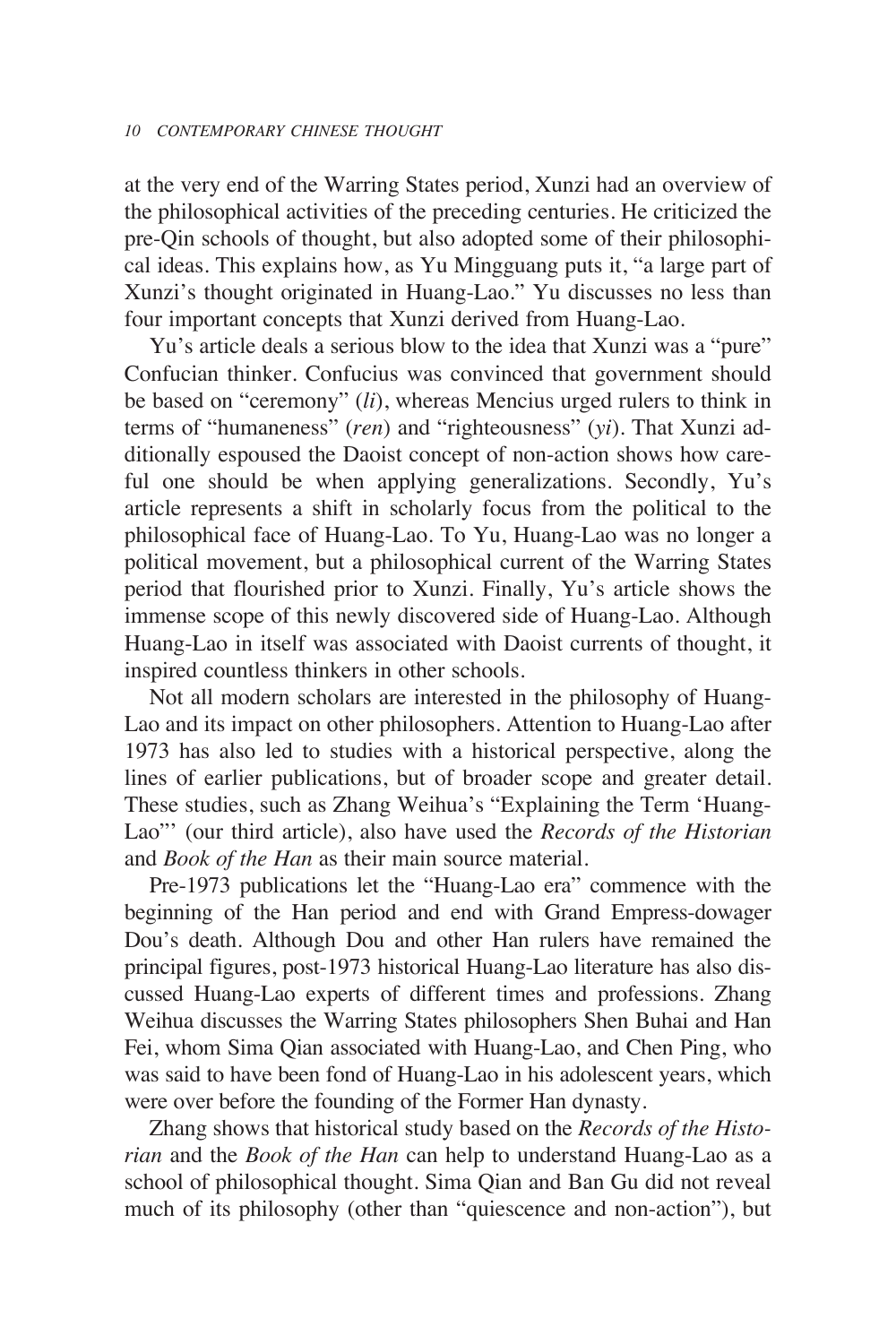at the very end of the Warring States period, Xunzi had an overview of the philosophical activities of the preceding centuries. He criticized the pre-Qin schools of thought, but also adopted some of their philosophical ideas. This explains how, as Yu Mingguang puts it, "a large part of Xunzi's thought originated in Huang-Lao." Yu discusses no less than four important concepts that Xunzi derived from Huang-Lao.

Yu's article deals a serious blow to the idea that Xunzi was a "pure" Confucian thinker. Confucius was convinced that government should be based on "ceremony" (*li*), whereas Mencius urged rulers to think in terms of "humaneness" (*ren*) and "righteousness" (*yi*). That Xunzi additionally espoused the Daoist concept of non-action shows how careful one should be when applying generalizations. Secondly, Yu's article represents a shift in scholarly focus from the political to the philosophical face of Huang-Lao. To Yu, Huang-Lao was no longer a political movement, but a philosophical current of the Warring States period that flourished prior to Xunzi. Finally, Yu's article shows the immense scope of this newly discovered side of Huang-Lao. Although Huang-Lao in itself was associated with Daoist currents of thought, it inspired countless thinkers in other schools.

Not all modern scholars are interested in the philosophy of Huang-Lao and its impact on other philosophers. Attention to Huang-Lao after 1973 has also led to studies with a historical perspective, along the lines of earlier publications, but of broader scope and greater detail. These studies, such as Zhang Weihua's "Explaining the Term 'Huang-Lao"' (our third article), also have used the *Records of the Historian* and *Book of the Han* as their main source material.

Pre-1973 publications let the "Huang-Lao era" commence with the beginning of the Han period and end with Grand Empress-dowager Dou's death. Although Dou and other Han rulers have remained the principal figures, post-1973 historical Huang-Lao literature has also discussed Huang-Lao experts of different times and professions. Zhang Weihua discusses the Warring States philosophers Shen Buhai and Han Fei, whom Sima Qian associated with Huang-Lao, and Chen Ping, who was said to have been fond of Huang-Lao in his adolescent years, which were over before the founding of the Former Han dynasty.

Zhang shows that historical study based on the *Records of the Historian* and the *Book of the Han* can help to understand Huang-Lao as a school of philosophical thought. Sima Qian and Ban Gu did not reveal much of its philosophy (other than "quiescence and non-action"), but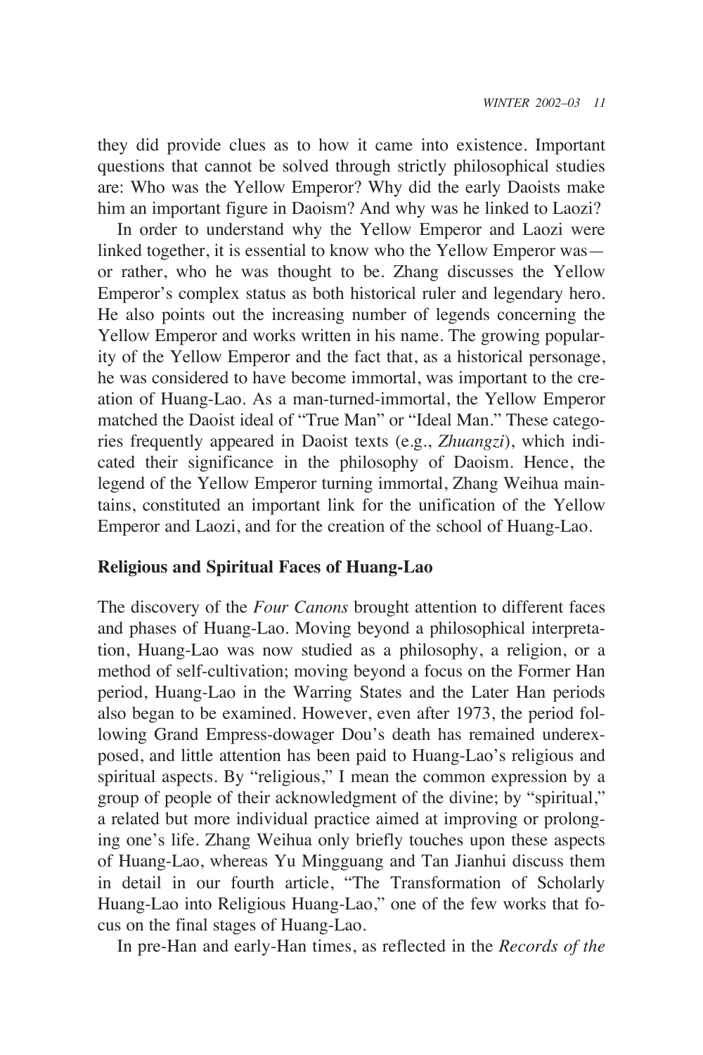they did provide clues as to how it came into existence. Important questions that cannot be solved through strictly philosophical studies are: Who was the Yellow Emperor? Why did the early Daoists make him an important figure in Daoism? And why was he linked to Laozi?

In order to understand why the Yellow Emperor and Laozi were linked together, it is essential to know who the Yellow Emperor was—or rather, who he was thought to be. Zhang discusses the Yellow Emperor's complex status as both historical ruler and legendary hero. He also points out the increasing number of legends concerning the Yellow Emperor and works written in his name. The growing popularity of the Yellow Emperor and the fact that, as a historical personage, he was considered to have become immortal, was important to the creation of Huang-Lao. As a man-turned-immortal, the Yellow Emperor matched the Daoist ideal of "True Man" or "Ideal Man." These categories frequently appeared in Daoist texts (e.g., *Zhuangzi*), which indicated their significance in the philosophy of Daoism. Hence, the legend of the Yellow Emperor turning immortal, Zhang Weihua maintains, constituted an important link for the unification of the Yellow Emperor and Laozi, and for the creation of the school of Huang-Lao.

## Religious and Spiritual Faces of Huang-Lao

The discovery of the *Four Canons* brought attention to different faces and phases of Huang-Lao. Moving beyond a philosophical interpretation, Huang-Lao was now studied as a philosophy, a religion, or a method of self-cultivation; moving beyond a focus on the Former Han period, Huang-Lao in the Warring States and the Later Han periods also began to be examined. However, even after 1973, the period following Grand Empress-dowager Dou's death has remained underexposed, and little attention has been paid to Huang-Lao's religious and spiritual aspects. By "religious," I mean the common expression by a group of people of their acknowledgment of the divine; by "spiritual," a related but more individual practice aimed at improving or prolonging one's life. Zhang Weihua only briefly touches upon these aspects of Huang-Lao, whereas Yu Mingguang and Tan Jianhui discuss them in detail in our fourth article, "The Transformation of Scholarly Huang-Lao into Religious Huang-Lao," one of the few works that focus on the final stages of Huang-Lao.

In pre-Han and early-Han times, as reflected in the *Records of the*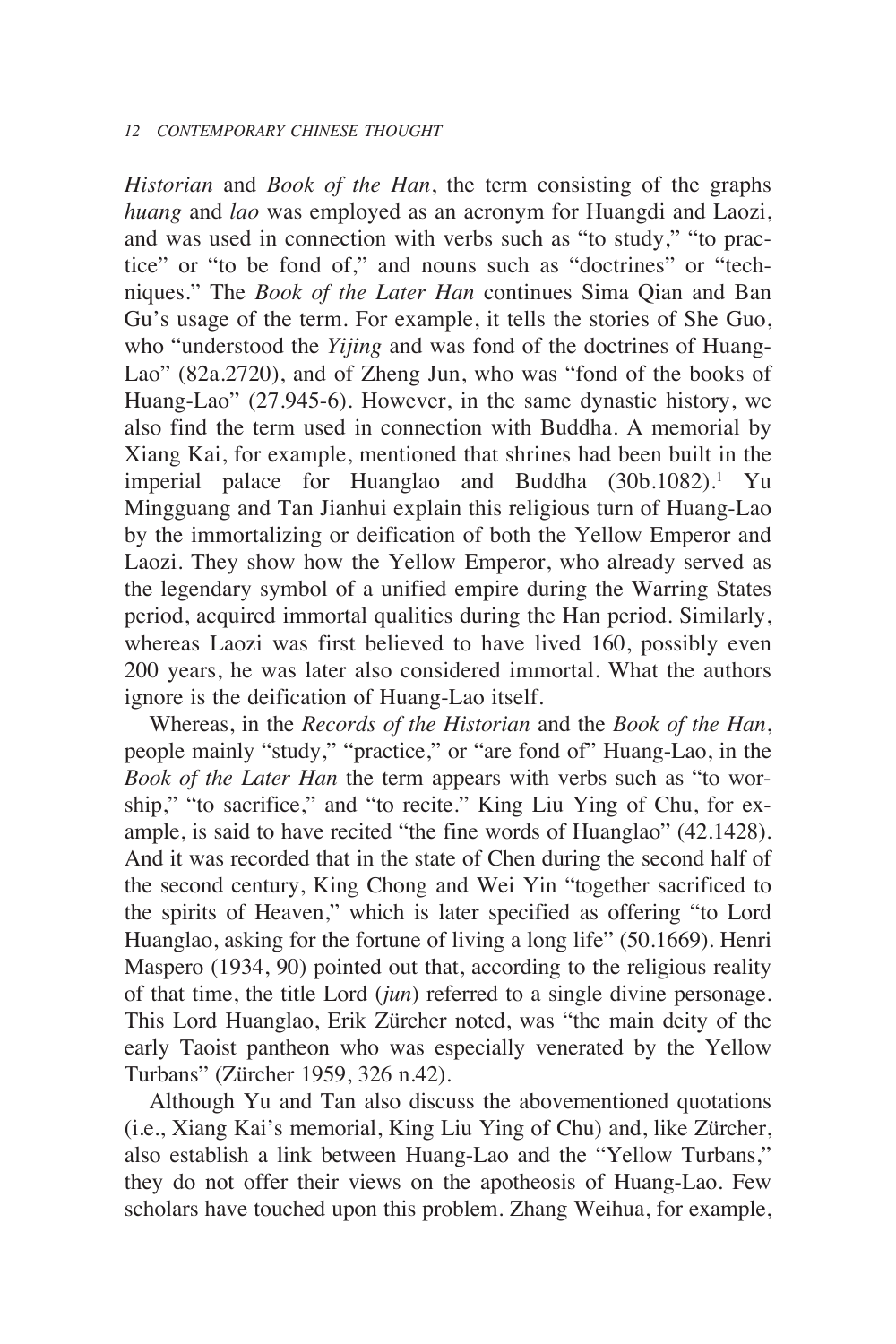*Historian* and *Book of the Han*, the term consisting of the graphs *huang* and *lao* was employed as an acronym for Huangdi and Laozi, and was used in connection with verbs such as "to study," "to practice" or "to be fond of," and nouns such as "doctrines" or "techniques." The *Book of the Later Han* continues Sima Qian and Ban Gu's usage of the term. For example, it tells the stories of She Guo, who "understood the *Yijing* and was fond of the doctrines of Huang-Lao" (82a.2720), and of Zheng Jun, who was "fond of the books of Huang-Lao" (27.945-6). However, in the same dynastic history, we also find the term used in connection with Buddha. A memorial by Xiang Kai, for example, mentioned that shrines had been built in the imperial palace for Huanglao and Buddha (30b.1082).[1] Yu Mingguang and Tan Jianhui explain this religious turn of Huang-Lao by the immortalizing or deification of both the Yellow Emperor and Laozi. They show how the Yellow Emperor, who already served as the legendary symbol of a unified empire during the Warring States period, acquired immortal qualities during the Han period. Similarly, whereas Laozi was first believed to have lived 160, possibly even 200 years, he was later also considered immortal. What the authors ignore is the deification of Huang-Lao itself.

Whereas, in the *Records of the Historian* and the *Book of the Han*, people mainly "study," "practice," or "are fond of" Huang-Lao, in the *Book of the Later Han* the term appears with verbs such as "to worship," "to sacrifice," and "to recite." King Liu Ying of Chu, for example, is said to have recited "the fine words of Huanglao" (42.1428). And it was recorded that in the state of Chen during the second half of the second century, King Chong and Wei Yin "together sacrificed to the spirits of Heaven," which is later specified as offering "to Lord Huanglao, asking for the fortune of living a long life" (50.1669). Henri Maspero (1934, 90) pointed out that, according to the religious reality of that time, the title Lord (*jun*) referred to a single divine personage. This Lord Huanglao, Erik Zürcher noted, was "the main deity of the early Taoist pantheon who was especially venerated by the Yellow Turbans" (Zürcher 1959, 326 n.42).

Although Yu and Tan also discuss the abovementioned quotations (i.e., Xiang Kai's memorial, King Liu Ying of Chu) and, like Zürcher, also establish a link between Huang-Lao and the "Yellow Turbans," they do not offer their views on the apotheosis of Huang-Lao. Few scholars have touched upon this problem. Zhang Weihua, for example,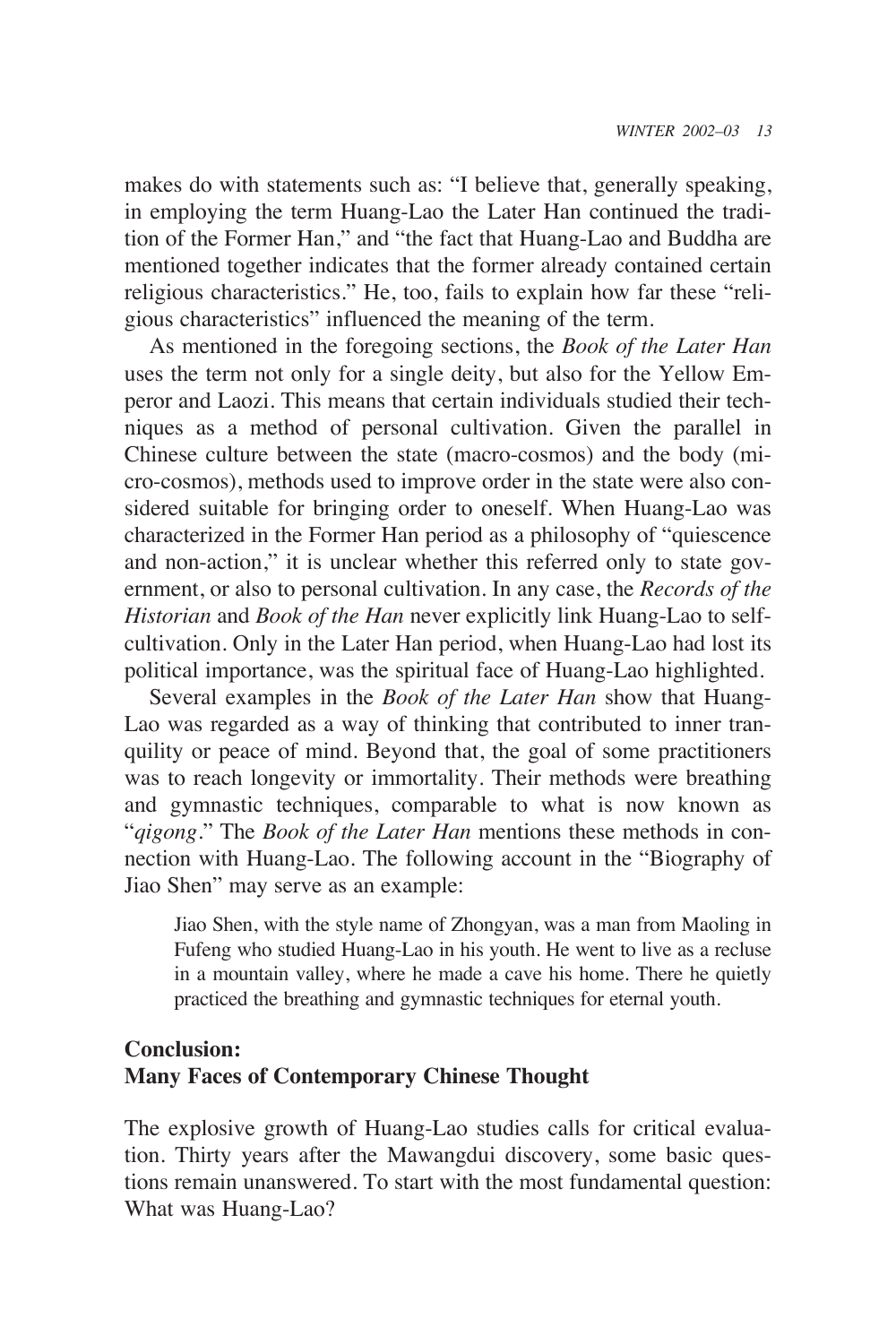makes do with statements such as: "I believe that, generally speaking, in employing the term Huang-Lao the Later Han continued the tradition of the Former Han," and "the fact that Huang-Lao and Buddha are mentioned together indicates that the former already contained certain religious characteristics." He, too, fails to explain how far these "religious characteristics" influenced the meaning of the term.

As mentioned in the foregoing sections, the *Book of the Later Han* uses the term not only for a single deity, but also for the Yellow Emperor and Laozi. This means that certain individuals studied their techniques as a method of personal cultivation. Given the parallel in Chinese culture between the state (macro-cosmos) and the body (micro-cosmos), methods used to improve order in the state were also considered suitable for bringing order to oneself. When Huang-Lao was characterized in the Former Han period as a philosophy of "quiescence and non-action," it is unclear whether this referred only to state government, or also to personal cultivation. In any case, the *Records of the Historian* and *Book of the Han* never explicitly link Huang-Lao to self-cultivation. Only in the Later Han period, when Huang-Lao had lost its political importance, was the spiritual face of Huang-Lao highlighted.

Several examples in the *Book of the Later Han* show that Huang-Lao was regarded as a way of thinking that contributed to inner tranquility or peace of mind. Beyond that, the goal of some practitioners was to reach longevity or immortality. Their methods were breathing and gymnastic techniques, comparable to what is now known as "*qigong*." The *Book of the Later Han* mentions these methods in connection with Huang-Lao. The following account in the "Biography of Jiao Shen" may serve as an example:

> Jiao Shen, with the style name of Zhongyan, was a man from Maoling in Fufeng who studied Huang-Lao in his youth. He went to live as a recluse in a mountain valley, where he made a cave his home. There he quietly practiced the breathing and gymnastic techniques for eternal youth.

## Conclusion: Many Faces of Contemporary Chinese Thought

The explosive growth of Huang-Lao studies calls for critical evaluation. Thirty years after the Mawangdui discovery, some basic questions remain unanswered. To start with the most fundamental question: What was Huang-Lao?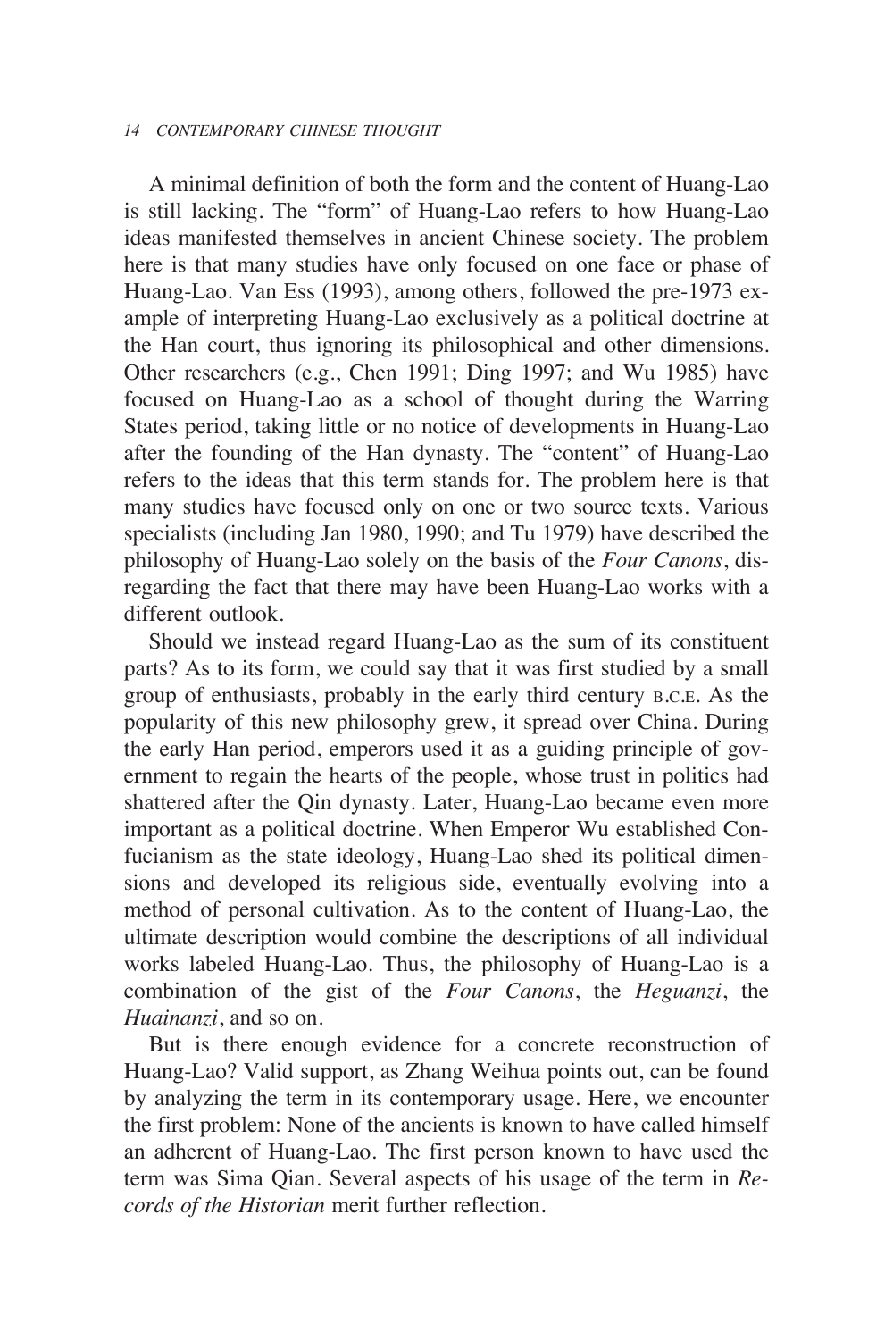A minimal definition of both the form and the content of Huang-Lao is still lacking. The "form" of Huang-Lao refers to how Huang-Lao ideas manifested themselves in ancient Chinese society. The problem here is that many studies have only focused on one face or phase of Huang-Lao. Van Ess (1993), among others, followed the pre-1973 example of interpreting Huang-Lao exclusively as a political doctrine at the Han court, thus ignoring its philosophical and other dimensions. Other researchers (e.g., Chen 1991; Ding 1997; and Wu 1985) have focused on Huang-Lao as a school of thought during the Warring States period, taking little or no notice of developments in Huang-Lao after the founding of the Han dynasty. The "content" of Huang-Lao refers to the ideas that this term stands for. The problem here is that many studies have focused only on one or two source texts. Various specialists (including Jan 1980, 1990; and Tu 1979) have described the philosophy of Huang-Lao solely on the basis of the *Four Canons*, disregarding the fact that there may have been Huang-Lao works with a different outlook.

Should we instead regard Huang-Lao as the sum of its constituent parts? As to its form, we could say that it was first studied by a small group of enthusiasts, probably in the early third century B.C.E. As the popularity of this new philosophy grew, it spread over China. During the early Han period, emperors used it as a guiding principle of government to regain the hearts of the people, whose trust in politics had shattered after the Qin dynasty. Later, Huang-Lao became even more important as a political doctrine. When Emperor Wu established Confucianism as the state ideology, Huang-Lao shed its political dimensions and developed its religious side, eventually evolving into a method of personal cultivation. As to the content of Huang-Lao, the ultimate description would combine the descriptions of all individual works labeled Huang-Lao. Thus, the philosophy of Huang-Lao is a combination of the gist of the *Four Canons*, the *Heguanzi*, the *Huainanzi*, and so on.

But is there enough evidence for a concrete reconstruction of Huang-Lao? Valid support, as Zhang Weihua points out, can be found by analyzing the term in its contemporary usage. Here, we encounter the first problem: None of the ancients is known to have called himself an adherent of Huang-Lao. The first person known to have used the term was Sima Qian. Several aspects of his usage of the term in *Records of the Historian* merit further reflection.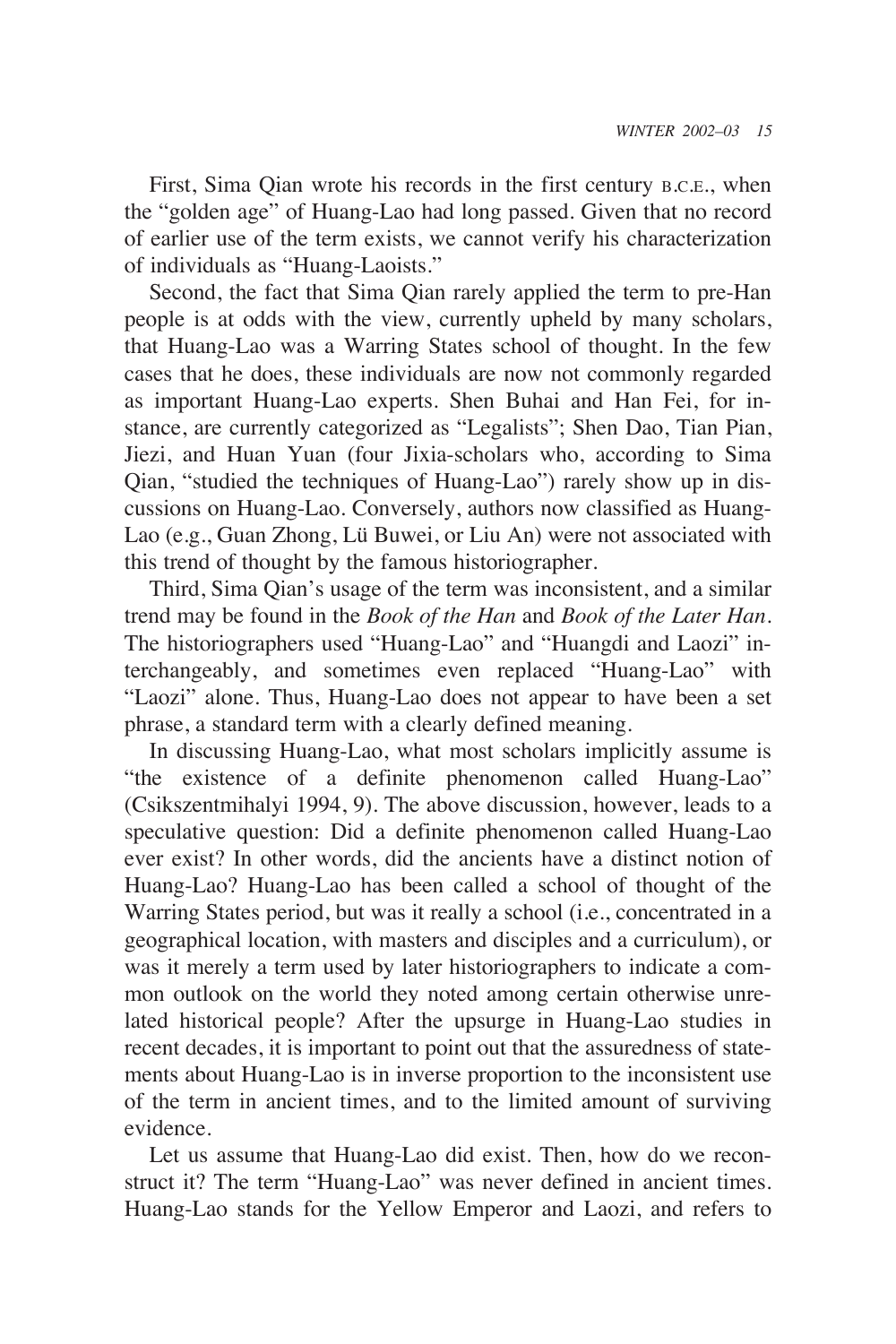First, Sima Qian wrote his records in the first century B.C.E., when the "golden age" of Huang-Lao had long passed. Given that no record of earlier use of the term exists, we cannot verify his characterization of individuals as "Huang-Laoists."

Second, the fact that Sima Qian rarely applied the term to pre-Han people is at odds with the view, currently upheld by many scholars, that Huang-Lao was a Warring States school of thought. In the few cases that he does, these individuals are now not commonly regarded as important Huang-Lao experts. Shen Buhai and Han Fei, for instance, are currently categorized as "Legalists"; Shen Dao, Tian Pian, Jiezi, and Huan Yuan (four Jixia-scholars who, according to Sima Qian, "studied the techniques of Huang-Lao") rarely show up in discussions on Huang-Lao. Conversely, authors now classified as Huang-Lao (e.g., Guan Zhong, Lü Buwei, or Liu An) were not associated with this trend of thought by the famous historiographer.

Third, Sima Qian's usage of the term was inconsistent, and a similar trend may be found in the *Book of the Han* and *Book of the Later Han*. The historiographers used "Huang-Lao" and "Huangdi and Laozi" interchangeably, and sometimes even replaced "Huang-Lao" with "Laozi" alone. Thus, Huang-Lao does not appear to have been a set phrase, a standard term with a clearly defined meaning.

In discussing Huang-Lao, what most scholars implicitly assume is "the existence of a definite phenomenon called Huang-Lao" (Csikszentmihalyi 1994, 9). The above discussion, however, leads to a speculative question: Did a definite phenomenon called Huang-Lao ever exist? In other words, did the ancients have a distinct notion of Huang-Lao? Huang-Lao has been called a school of thought of the Warring States period, but was it really a school (i.e., concentrated in a geographical location, with masters and disciples and a curriculum), or was it merely a term used by later historiographers to indicate a common outlook on the world they noted among certain otherwise unrelated historical people? After the upsurge in Huang-Lao studies in recent decades, it is important to point out that the assuredness of statements about Huang-Lao is in inverse proportion to the inconsistent use of the term in ancient times, and to the limited amount of surviving evidence.

Let us assume that Huang-Lao did exist. Then, how do we reconstruct it? The term "Huang-Lao" was never defined in ancient times. Huang-Lao stands for the Yellow Emperor and Laozi, and refers to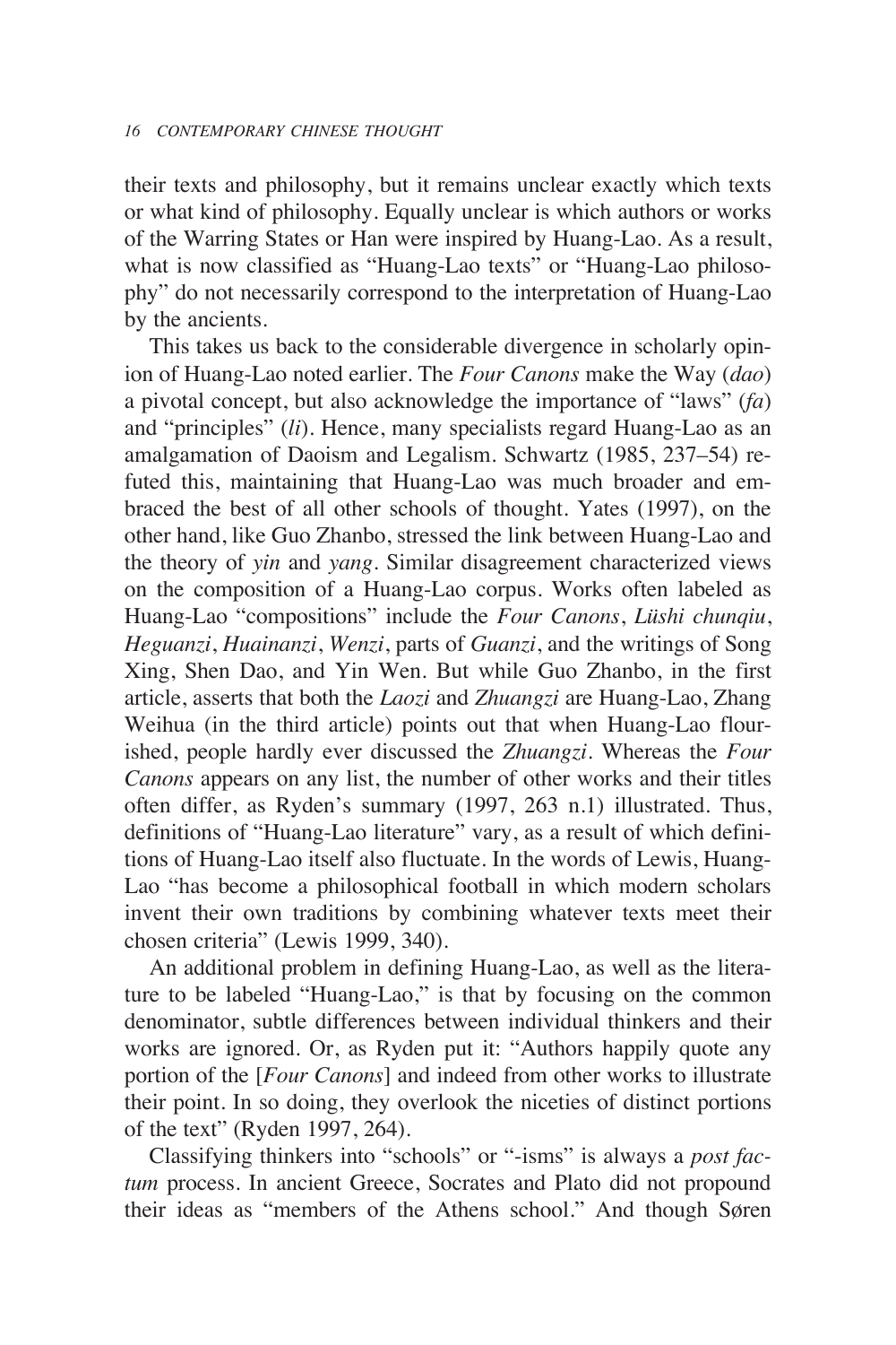their texts and philosophy, but it remains unclear exactly which texts or what kind of philosophy. Equally unclear is which authors or works of the Warring States or Han were inspired by Huang-Lao. As a result, what is now classified as "Huang-Lao texts" or "Huang-Lao philosophy" do not necessarily correspond to the interpretation of Huang-Lao by the ancients.

This takes us back to the considerable divergence in scholarly opinion of Huang-Lao noted earlier. The *Four Canons* make the Way (*dao*) a pivotal concept, but also acknowledge the importance of "laws" (*fa*) and "principles" (*li*). Hence, many specialists regard Huang-Lao as an amalgamation of Daoism and Legalism. Schwartz (1985, 237–54) refuted this, maintaining that Huang-Lao was much broader and embraced the best of all other schools of thought. Yates (1997), on the other hand, like Guo Zhanbo, stressed the link between Huang-Lao and the theory of *yin* and *yang*. Similar disagreement characterized views on the composition of a Huang-Lao corpus. Works often labeled as Huang-Lao "compositions" include the *Four Canons*, *Lüshi chunqiu*, *Heguanzi*, *Huainanzi*, *Wenzi*, parts of *Guanzi*, and the writings of Song Xing, Shen Dao, and Yin Wen. But while Guo Zhanbo, in the first article, asserts that both the *Laozi* and *Zhuangzi* are Huang-Lao, Zhang Weihua (in the third article) points out that when Huang-Lao flourished, people hardly ever discussed the *Zhuangzi*. Whereas the *Four Canons* appears on any list, the number of other works and their titles often differ, as Ryden's summary (1997, 263 n.1) illustrated. Thus, definitions of "Huang-Lao literature" vary, as a result of which definitions of Huang-Lao itself also fluctuate. In the words of Lewis, Huang-Lao "has become a philosophical football in which modern scholars invent their own traditions by combining whatever texts meet their chosen criteria" (Lewis 1999, 340).

An additional problem in defining Huang-Lao, as well as the literature to be labeled "Huang-Lao," is that by focusing on the common denominator, subtle differences between individual thinkers and their works are ignored. Or, as Ryden put it: "Authors happily quote any portion of the [*Four Canons*] and indeed from other works to illustrate their point. In so doing, they overlook the niceties of distinct portions of the text" (Ryden 1997, 264).

Classifying thinkers into "schools" or "-isms" is always a *post factum* process. In ancient Greece, Socrates and Plato did not propound their ideas as "members of the Athens school." And though Søren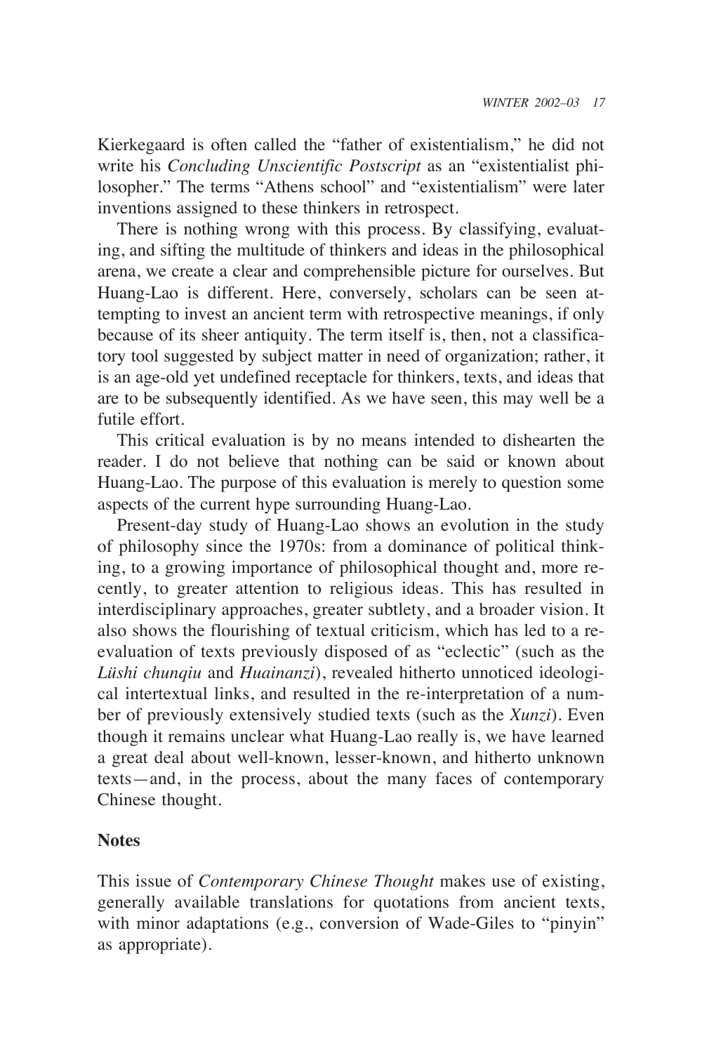Kierkegaard is often called the "father of existentialism," he did not write his *Concluding Unscientific Postscript* as an "existentialist philosopher." The terms "Athens school" and "existentialism" were later inventions assigned to these thinkers in retrospect.

There is nothing wrong with this process. By classifying, evaluating, and sifting the multitude of thinkers and ideas in the philosophical arena, we create a clear and comprehensible picture for ourselves. But Huang-Lao is different. Here, conversely, scholars can be seen attempting to invest an ancient term with retrospective meanings, if only because of its sheer antiquity. The term itself is, then, not a classificatory tool suggested by subject matter in need of organization; rather, it is an age-old yet undefined receptacle for thinkers, texts, and ideas that are to be subsequently identified. As we have seen, this may well be a futile effort.

This critical evaluation is by no means intended to dishearten the reader. I do not believe that nothing can be said or known about Huang-Lao. The purpose of this evaluation is merely to question some aspects of the current hype surrounding Huang-Lao.

Present-day study of Huang-Lao shows an evolution in the study of philosophy since the 1970s: from a dominance of political thinking, to a growing importance of philosophical thought and, more recently, to greater attention to religious ideas. This has resulted in interdisciplinary approaches, greater subtlety, and a broader vision. It also shows the flourishing of textual criticism, which has led to a re-evaluation of texts previously disposed of as "eclectic" (such as the *Lüshi chunqiu* and *Huainanzi*), revealed hitherto unnoticed ideological intertextual links, and resulted in the re-interpretation of a number of previously extensively studied texts (such as the *Xunzi*). Even though it remains unclear what Huang-Lao really is, we have learned a great deal about well-known, lesser-known, and hitherto unknown texts—and, in the process, about the many faces of contemporary Chinese thought.

## Notes

This issue of *Contemporary Chinese Thought* makes use of existing, generally available translations for quotations from ancient texts, with minor adaptations (e.g., conversion of Wade-Giles to "pinyin" as appropriate).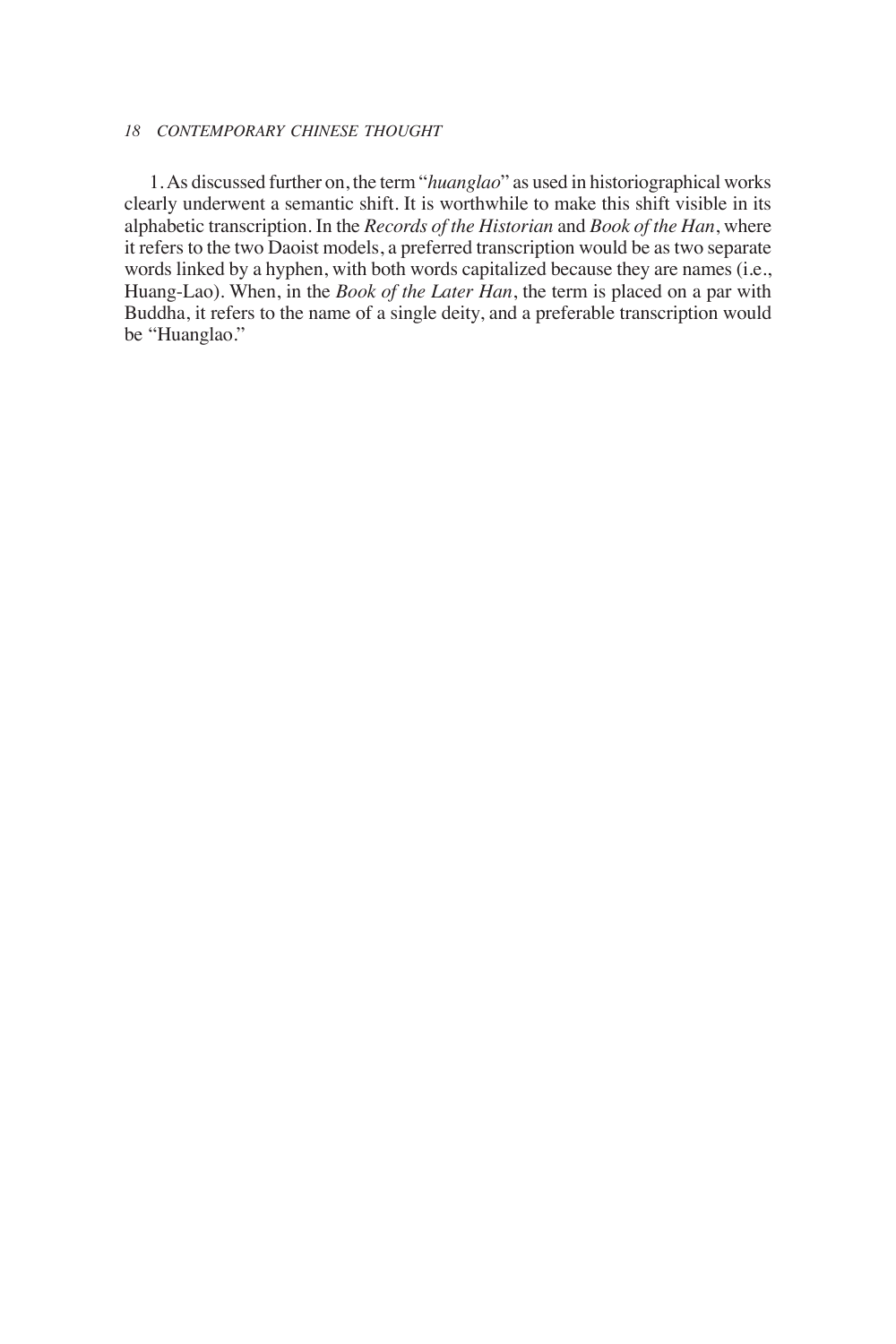1. As discussed further on, the term "*huanglao*" as used in historiographical works clearly underwent a semantic shift. It is worthwhile to make this shift visible in its alphabetic transcription. In the *Records of the Historian* and *Book of the Han*, where it refers to the two Daoist models, a preferred transcription would be as two separate words linked by a hyphen, with both words capitalized because they are names (i.e., Huang-Lao). When, in the *Book of the Later Han*, the term is placed on a par with Buddha, it refers to the name of a single deity, and a preferable transcription would be "Huanglao."